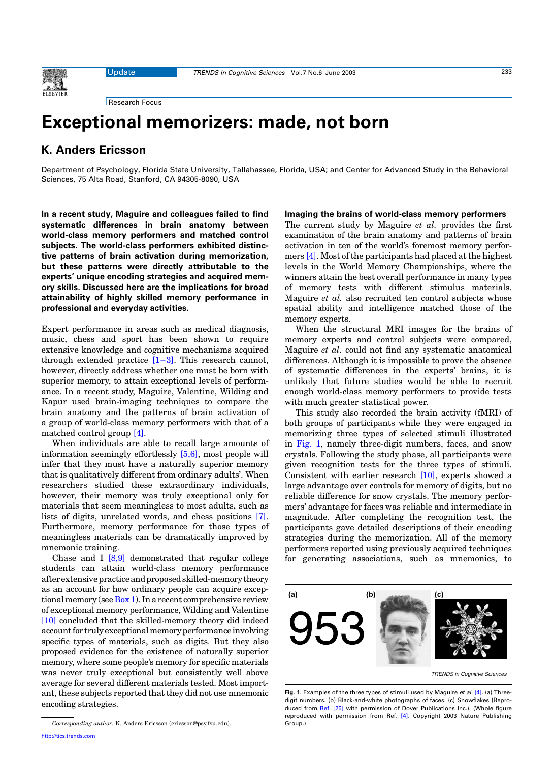Research Focus

# Exceptional memorizers: made, not born

## K. Anders Ericsson

Department of Psychology, Florida State University, Tallahassee, Florida, USA; and Center for Advanced Study in the Behavioral Sciences, 75 Alta Road, Stanford, CA 94305-8090, USA

**In a recent study, Maguire and colleagues failed to find systematic differences in brain anatomy between world-class memory performers and matched control subjects. The world-class performers exhibited distinctive patterns of brain activation during memorization, but these patterns were directly attributable to the experts' unique encoding strategies and acquired memory skills. Discussed here are the implications for broad attainability of highly skilled memory performance in professional and everyday activities.**

Expert performance in areas such as medical diagnosis, music, chess and sport has been shown to require extensive knowledge and cognitive mechanisms acquired through extended practice [1–3]. This research cannot, however, directly address whether one must be born with superior memory, to attain exceptional levels of performance. In a recent study, Maguire, Valentine, Wilding and Kapur used brain-imaging techniques to compare the brain anatomy and the patterns of brain activation of a group of world-class memory performers with that of a matched control group [4].

When individuals are able to recall large amounts of information seemingly effortlessly [5,6], most people will infer that they must have a naturally superior memory that is qualitatively different from ordinary adults'. When researchers studied these extraordinary individuals, however, their memory was truly exceptional only for materials that seem meaningless to most adults, such as lists of digits, unrelated words, and chess positions [7]. Furthermore, memory performance for those types of meaningless materials can be dramatically improved by mnemonic training.

Chase and I [8,9] demonstrated that regular college students can attain world-class memory performance after extensive practice and proposed skilled-memory theory as an account for how ordinary people can acquire exceptional memory (see Box 1). In a recent comprehensive review of exceptional memory performance, Wilding and Valentine [10] concluded that the skilled-memory theory did indeed account for truly exceptional memory performance involving specific types of materials, such as digits. But they also proposed evidence for the existence of naturally superior memory, where some people's memory for specific materials was never truly exceptional but consistently well above average for several different materials tested. Most important, these subjects reported that they did not use mnemonic encoding strategies.

### Imaging the brains of world-class memory performers

The current study by Maguire *et al.* provides the first examination of the brain anatomy and patterns of brain activation in ten of the world's foremost memory performers [4]. Most of the participants had placed at the highest levels in the World Memory Championships, where the winners attain the best overall performance in many types of memory tests with different stimulus materials. Maguire *et al.* also recruited ten control subjects whose spatial ability and intelligence matched those of the memory experts.

When the structural MRI images for the brains of memory experts and control subjects were compared, Maguire *et al.* could not find any systematic anatomical differences. Although it is impossible to prove the absence of systematic differences in the experts' brains, it is unlikely that future studies would be able to recruit enough world-class memory performers to provide tests with much greater statistical power.

This study also recorded the brain activity (fMRI) of both groups of participants while they were engaged in memorizing three types of selected stimuli illustrated in Fig. 1, namely three-digit numbers, faces, and snow crystals. Following the study phase, all participants were given recognition tests for the three types of stimuli. Consistent with earlier research [10], experts showed a large advantage over controls for memory of digits, but no reliable difference for snow crystals. The memory performers' advantage for faces was reliable and intermediate in magnitude. After completing the recognition test, the participants gave detailed descriptions of their encoding strategies during the memorization. All of the memory performers reported using previously acquired techniques for generating associations, such as mnemonics, to

(a) (b) (c)

953

TRENDS in Cognitive Sciences

**Fig. 1.** Examples of the three types of stimuli used by Maguire *et al.* [4]. (a) Three-digit numbers. (b) Black-and-white photographs of faces. (c) Snowflakes (Reproduced from Ref. [25] with permission of Dover Publications Inc.). (Whole figure reproduced with permission from Ref. [4]. Copyright 2003 Nature Publishing Group.)

Corresponding author: K. Anders Ericsson (ericsson@psy.fsu.edu).

http://tics.trends.com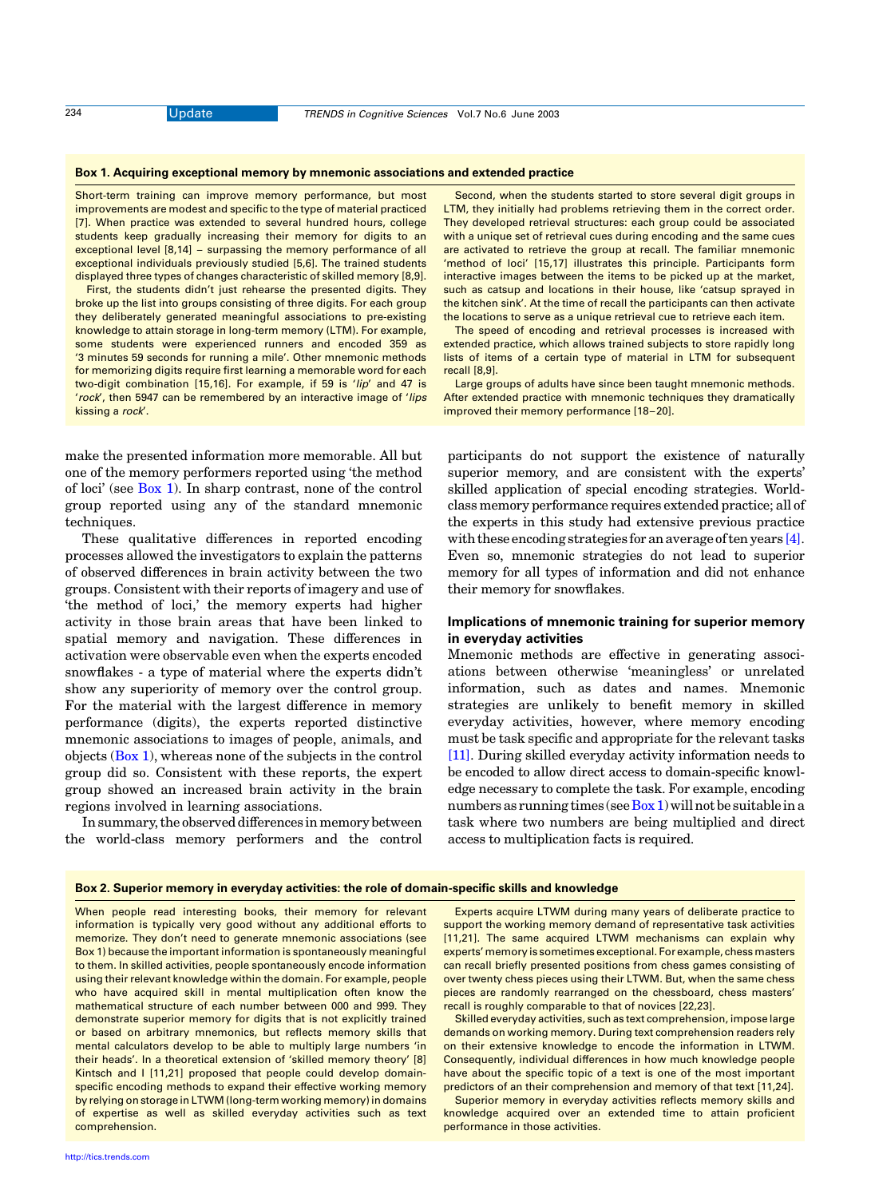### Box 1. Acquiring exceptional memory by mnemonic associations and extended practice

Short-term training can improve memory performance, but most improvements are modest and specific to the type of material practiced [7]. When practice was extended to several hundred hours, college students keep gradually increasing their memory for digits to an exceptional level [8,14] – surpassing the memory performance of all exceptional individuals previously studied [5,6]. The trained students displayed three types of changes characteristic of skilled memory [8,9].

First, the students didn't just rehearse the presented digits. They broke up the list into groups consisting of three digits. For each group they deliberately generated meaningful associations to pre-existing knowledge to attain storage in long-term memory (LTM). For example, some students were experienced runners and encoded 359 as '3 minutes 59 seconds for running a mile'. Other mnemonic methods for memorizing digits require first learning a memorable word for each two-digit combination [15,16]. For example, if 59 is '*lip*' and 47 is '*rock*', then 5947 can be remembered by an interactive image of '*lips* kissing a *rock*'.

Second, when the students started to store several digit groups in LTM, they initially had problems retrieving them in the correct order. They developed retrieval structures: each group could be associated with a unique set of retrieval cues during encoding and the same cues are activated to retrieve the group at recall. The familiar mnemonic 'method of loci' [15,17] illustrates this principle. Participants form interactive images between the items to be picked up at the market, such as catsup and locations in their house, like 'catsup sprayed in the kitchen sink'. At the time of recall the participants can then activate the locations to serve as a unique retrieval cue to retrieve each item.

The speed of encoding and retrieval processes is increased with extended practice, which allows trained subjects to store rapidly long lists of items of a certain type of material in LTM for subsequent recall [8,9].

Large groups of adults have since been taught mnemonic methods. After extended practice with mnemonic techniques they dramatically improved their memory performance [18–20].

make the presented information more memorable. All but one of the memory performers reported using 'the method of loci' (see Box 1). In sharp contrast, none of the control group reported using any of the standard mnemonic techniques.

These qualitative differences in reported encoding processes allowed the investigators to explain the patterns of observed differences in brain activity between the two groups. Consistent with their reports of imagery and use of 'the method of loci,' the memory experts had higher activity in those brain areas that have been linked to spatial memory and navigation. These differences in activation were observable even when the experts encoded snowflakes - a type of material where the experts didn't show any superiority of memory over the control group. For the material with the largest difference in memory performance (digits), the experts reported distinctive mnemonic associations to images of people, animals, and objects (Box 1), whereas none of the subjects in the control group did so. Consistent with these reports, the expert group showed an increased brain activity in the brain regions involved in learning associations.

In summary, the observed differences in memory between the world-class memory performers and the control participants do not support the existence of naturally superior memory, and are consistent with the experts' skilled application of special encoding strategies. World-class memory performance requires extended practice; all of the experts in this study had extensive previous practice with these encoding strategies for an average of ten years [4]. Even so, mnemonic strategies do not lead to superior memory for all types of information and did not enhance their memory for snowflakes.

## Implications of mnemonic training for superior memory in everyday activities

Mnemonic methods are effective in generating associations between otherwise 'meaningless' or unrelated information, such as dates and names. Mnemonic strategies are unlikely to benefit memory in skilled everyday activities, however, where memory encoding must be task specific and appropriate for the relevant tasks [11]. During skilled everyday activity information needs to be encoded to allow direct access to domain-specific knowledge necessary to complete the task. For example, encoding numbers as running times (see Box 1) will not be suitable in a task where two numbers are being multiplied and direct access to multiplication facts is required.

### Box 2. Superior memory in everyday activities: the role of domain-specific skills and knowledge

When people read interesting books, their memory for relevant information is typically very good without any additional efforts to memorize. They don't need to generate mnemonic associations (see Box 1) because the important information is spontaneously meaningful to them. In skilled activities, people spontaneously encode information using their relevant knowledge within the domain. For example, people who have acquired skill in mental multiplication often know the mathematical structure of each number between 000 and 999. They demonstrate superior memory for digits that is not explicitly trained or based on arbitrary mnemonics, but reflects memory skills that mental calculators develop to be able to multiply large numbers 'in their heads'. In a theoretical extension of 'skilled memory theory' [8] Kintsch and I [11,21] proposed that people could develop domain-specific encoding methods to expand their effective working memory by relying on storage in LTWM (long-term working memory) in domains of expertise as well as skilled everyday activities such as text comprehension.

Experts acquire LTWM during many years of deliberate practice to support the working memory demand of representative task activities [11,21]. The same acquired LTWM mechanisms can explain why experts' memory is sometimes exceptional. For example, chess masters can recall briefly presented positions from chess games consisting of over twenty chess pieces using their LTWM. But, when the same chess pieces are randomly rearranged on the chessboard, chess masters' recall is roughly comparable to that of novices [22,23].

Skilled everyday activities, such as text comprehension, impose large demands on working memory. During text comprehension readers rely on their extensive knowledge to encode the information in LTWM. Consequently, individual differences in how much knowledge people have about the specific topic of a text is one of the most important predictors of an their comprehension and memory of that text [11,24].

Superior memory in everyday activities reflects memory skills and knowledge acquired over an extended time to attain proficient performance in those activities.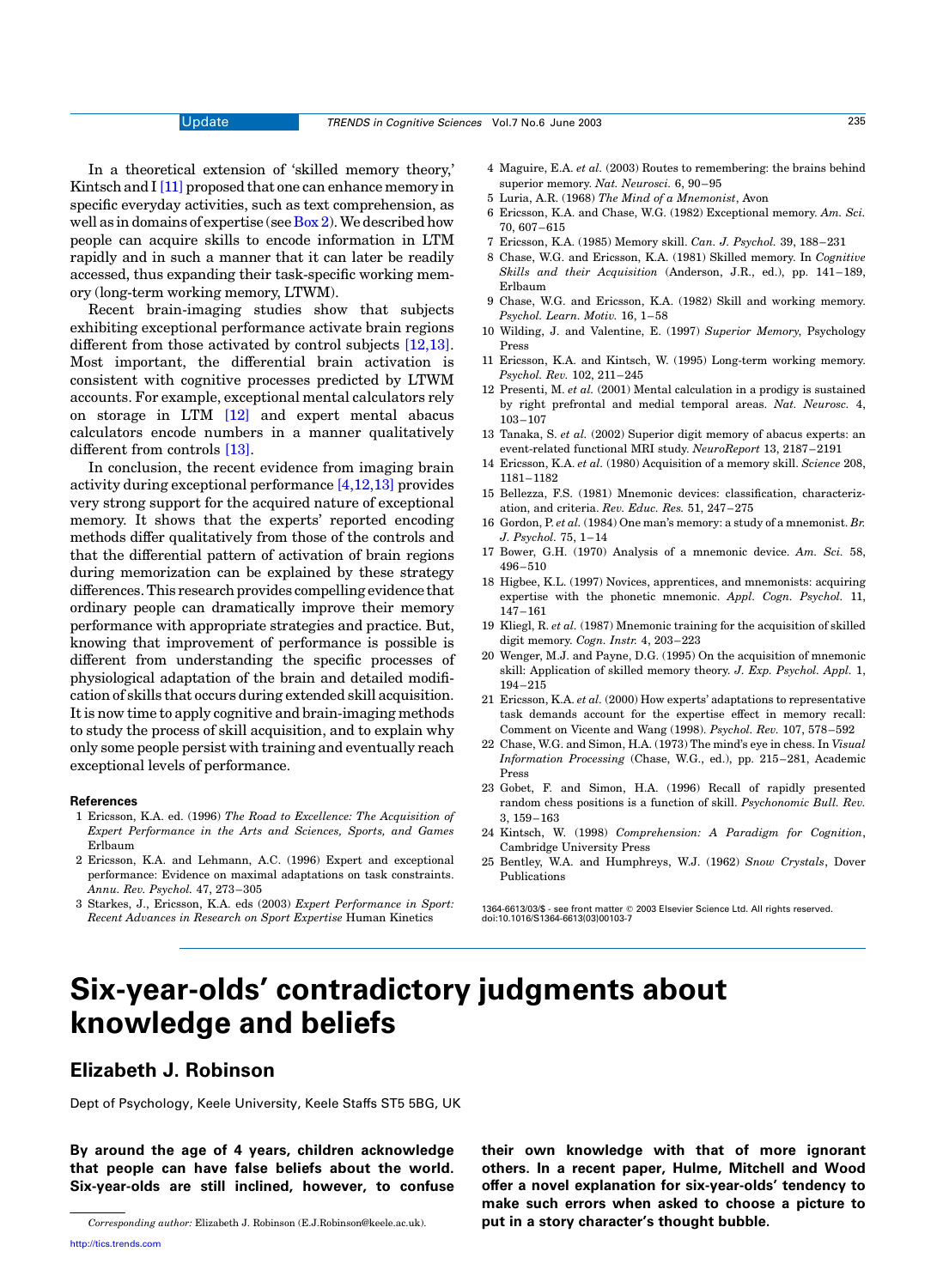In a theoretical extension of 'skilled memory theory,' Kintsch and I [11] proposed that one can enhance memory in specific everyday activities, such as text comprehension, as well as in domains of expertise (see Box 2). We described how people can acquire skills to encode information in LTM rapidly and in such a manner that it can later be readily accessed, thus expanding their task-specific working memory (long-term working memory, LTWM).

Recent brain-imaging studies show that subjects exhibiting exceptional performance activate brain regions different from those activated by control subjects [12,13]. Most important, the differential brain activation is consistent with cognitive processes predicted by LTWM accounts. For example, exceptional mental calculators rely on storage in LTM [12] and expert mental abacus calculators encode numbers in a manner qualitatively different from controls [13].

In conclusion, the recent evidence from imaging brain activity during exceptional performance [4,12,13] provides very strong support for the acquired nature of exceptional memory. It shows that the experts' reported encoding methods differ qualitatively from those of the controls and that the differential pattern of activation of brain regions during memorization can be explained by these strategy differences. This research provides compelling evidence that ordinary people can dramatically improve their memory performance with appropriate strategies and practice. But, knowing that improvement of performance is possible is different from understanding the specific processes of physiological adaptation of the brain and detailed modification of skills that occurs during extended skill acquisition. It is now time to apply cognitive and brain-imaging methods to study the process of skill acquisition, and to explain why only some people persist with training and eventually reach exceptional levels of performance.

### References

1 Ericsson, K.A. ed. (1996) *The Road to Excellence: The Acquisition of Expert Performance in the Arts and Sciences, Sports, and Games* Erlbaum

2 Ericsson, K.A. and Lehmann, A.C. (1996) Expert and exceptional performance: Evidence on maximal adaptations on task constraints. *Annu. Rev. Psychol.* 47, 273–305

3 Starkes, J., Ericsson, K.A. eds (2003) *Expert Performance in Sport: Recent Advances in Research on Sport Expertise* Human Kinetics

4 Maguire, E.A. *et al.* (2003) Routes to remembering: the brains behind superior memory. *Nat. Neurosci.* 6, 90–95

5 Luria, A.R. (1968) *The Mind of a Mnemonist*, Avon

6 Ericsson, K.A. and Chase, W.G. (1982) Exceptional memory. *Am. Sci.* 70, 607–615

7 Ericsson, K.A. (1985) Memory skill. *Can. J. Psychol.* 39, 188–231

8 Chase, W.G. and Ericsson, K.A. (1981) Skilled memory. In *Cognitive Skills and their Acquisition* (Anderson, J.R., ed.), pp. 141–189, Erlbaum

9 Chase, W.G. and Ericsson, K.A. (1982) Skill and working memory. *Psychol. Learn. Motiv.* 16, 1–58

10 Wilding, J. and Valentine, E. (1997) *Superior Memory*, Psychology Press

11 Ericsson, K.A. and Kintsch, W. (1995) Long-term working memory. *Psychol. Rev.* 102, 211–245

12 Presenti, M. *et al.* (2001) Mental calculation in a prodigy is sustained by right prefrontal and medial temporal areas. *Nat. Neurosc.* 4, 103–107

13 Tanaka, S. *et al.* (2002) Superior digit memory of abacus experts: an event-related functional MRI study. *NeuroReport* 13, 2187–2191

14 Ericsson, K.A. *et al.* (1980) Acquisition of a memory skill. *Science* 208, 1181–1182

15 Bellezza, F.S. (1981) Mnemonic devices: classification, characterization, and criteria. *Rev. Educ. Res.* 51, 247–275

16 Gordon, P. *et al.* (1984) One man's memory: a study of a mnemonist. *Br. J. Psychol.* 75, 1–14

17 Bower, G.H. (1970) Analysis of a mnemonic device. *Am. Sci.* 58, 496–510

18 Higbee, K.L. (1997) Novices, apprentices, and mnemonists: acquiring expertise with the phonetic mnemonic. *Appl. Cogn. Psychol.* 11, 147–161

19 Kliegl, R. *et al.* (1987) Mnemonic training for the acquisition of skilled digit memory. *Cogn. Instr.* 4, 203–223

20 Wenger, M.J. and Payne, D.G. (1995) On the acquisition of mnemonic skill: Application of skilled memory theory. *J. Exp. Psychol. Appl.* 1, 194–215

21 Ericsson, K.A. *et al.* (2000) How experts' adaptations to representative task demands account for the expertise effect in memory recall: Comment on Vicente and Wang (1998). *Psychol. Rev.* 107, 578–592

22 Chase, W.G. and Simon, H.A. (1973) The mind's eye in chess. In *Visual Information Processing* (Chase, W.G., ed.), pp. 215–281, Academic Press

23 Gobet, F. and Simon, H.A. (1996) Recall of rapidly presented random chess positions is a function of skill. *Psychonomic Bull. Rev.* 3, 159–163

24 Kintsch, W. (1998) *Comprehension: A Paradigm for Cognition*, Cambridge University Press

25 Bentley, W.A. and Humphreys, W.J. (1962) *Snow Crystals*, Dover Publications

1364-6613/03/$ - see front matter © 2003 Elsevier Science Ltd. All rights reserved. doi:10.1016/S1364-6613(03)00103-7

# Six-year-olds' contradictory judgments about knowledge and beliefs

## Elizabeth J. Robinson

Dept of Psychology, Keele University, Keele Staffs ST5 5BG, UK

**By around the age of 4 years, children acknowledge that people can have false beliefs about the world. Six-year-olds are still inclined, however, to confuse their own knowledge with that of more ignorant others. In a recent paper, Hulme, Mitchell and Wood offer a novel explanation for six-year-olds' tendency to make such errors when asked to choose a picture to put in a story character's thought bubble.**

Corresponding author: Elizabeth J. Robinson (E.J.Robinson@keele.ac.uk).

http://tics.trends.com